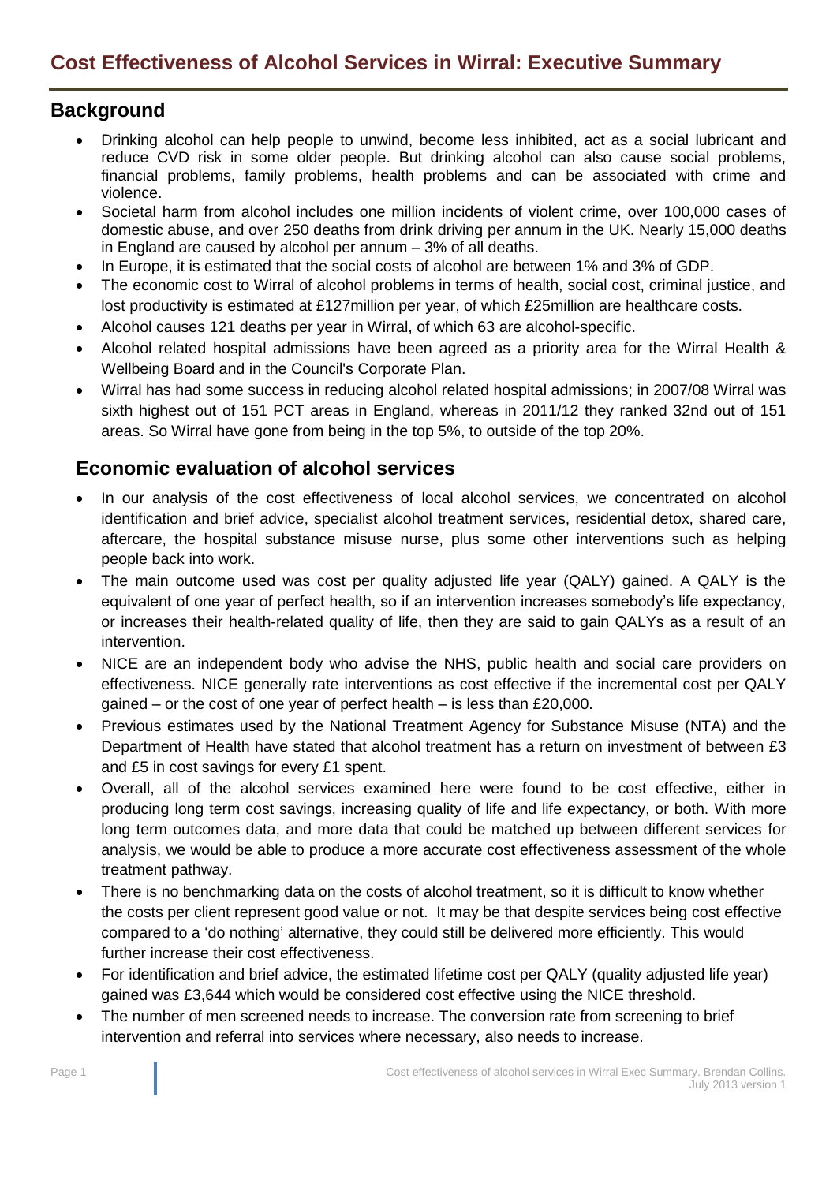# Cost Effectiveness of Alcohol Services in Wirral: Executive Summary

## Background

- Drinking alcohol can help people to unwind, become less inhibited, act as a social lubricant and reduce CVD risk in some older people. But drinking alcohol can also cause social problems, financial problems, family problems, health problems and can be associated with crime and violence.
- Societal harm from alcohol includes one million incidents of violent crime, over 100,000 cases of domestic abuse, and over 250 deaths from drink driving per annum in the UK. Nearly 15,000 deaths in England are caused by alcohol per annum – 3% of all deaths.
- In Europe, it is estimated that the social costs of alcohol are between 1% and 3% of GDP.
- The economic cost to Wirral of alcohol problems in terms of health, social cost, criminal justice, and lost productivity is estimated at £127million per year, of which £25million are healthcare costs.
- Alcohol causes 121 deaths per year in Wirral, of which 63 are alcohol-specific.
- Alcohol related hospital admissions have been agreed as a priority area for the Wirral Health & Wellbeing Board and in the Council's Corporate Plan.
- Wirral has had some success in reducing alcohol related hospital admissions; in 2007/08 Wirral was sixth highest out of 151 PCT areas in England, whereas in 2011/12 they ranked 32nd out of 151 areas. So Wirral have gone from being in the top 5%, to outside of the top 20%.

## Economic evaluation of alcohol services

- In our analysis of the cost effectiveness of local alcohol services, we concentrated on alcohol identification and brief advice, specialist alcohol treatment services, residential detox, shared care, aftercare, the hospital substance misuse nurse, plus some other interventions such as helping people back into work.
- The main outcome used was cost per quality adjusted life year (QALY) gained. A QALY is the equivalent of one year of perfect health, so if an intervention increases somebody's life expectancy, or increases their health-related quality of life, then they are said to gain QALYs as a result of an intervention.
- NICE are an independent body who advise the NHS, public health and social care providers on effectiveness. NICE generally rate interventions as cost effective if the incremental cost per QALY gained – or the cost of one year of perfect health – is less than £20,000.
- Previous estimates used by the National Treatment Agency for Substance Misuse (NTA) and the Department of Health have stated that alcohol treatment has a return on investment of between £3 and £5 in cost savings for every £1 spent.
- Overall, all of the alcohol services examined here were found to be cost effective, either in producing long term cost savings, increasing quality of life and life expectancy, or both. With more long term outcomes data, and more data that could be matched up between different services for analysis, we would be able to produce a more accurate cost effectiveness assessment of the whole treatment pathway.
- There is no benchmarking data on the costs of alcohol treatment, so it is difficult to know whether the costs per client represent good value or not. It may be that despite services being cost effective compared to a 'do nothing' alternative, they could still be delivered more efficiently. This would further increase their cost effectiveness.
- For identification and brief advice, the estimated lifetime cost per QALY (quality adjusted life year) gained was £3,644 which would be considered cost effective using the NICE threshold.
- The number of men screened needs to increase. The conversion rate from screening to brief intervention and referral into services where necessary, also needs to increase.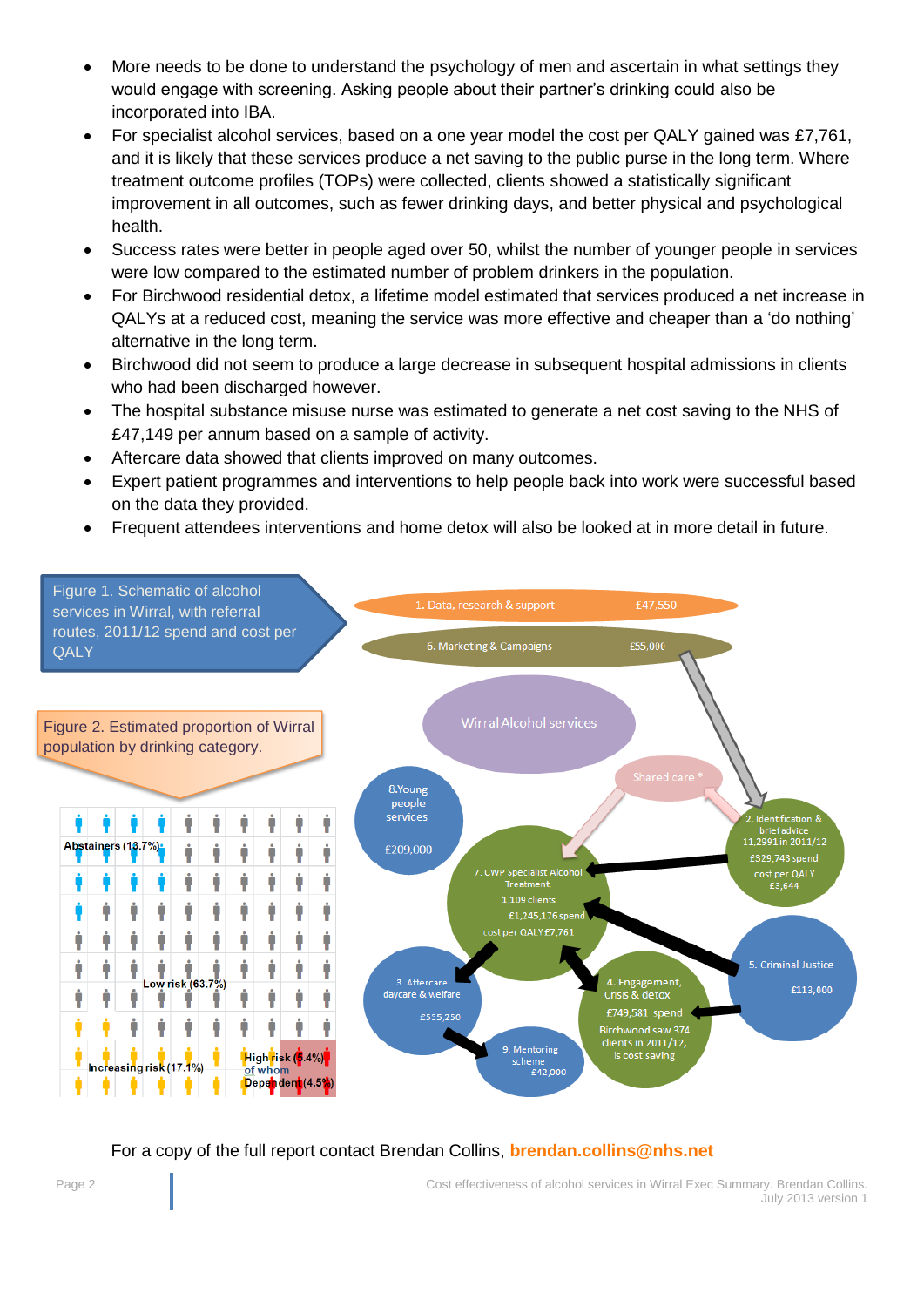- More needs to be done to understand the psychology of men and ascertain in what settings they would engage with screening. Asking people about their partner's drinking could also be incorporated into IBA.
- For specialist alcohol services, based on a one year model the cost per QALY gained was £7,761, and it is likely that these services produce a net saving to the public purse in the long term. Where treatment outcome profiles (TOPs) were collected, clients showed a statistically significant improvement in all outcomes, such as fewer drinking days, and better physical and psychological health.
- Success rates were better in people aged over 50, whilst the number of younger people in services were low compared to the estimated number of problem drinkers in the population.
- For Birchwood residential detox, a lifetime model estimated that services produced a net increase in QALYs at a reduced cost, meaning the service was more effective and cheaper than a 'do nothing' alternative in the long term.
- Birchwood did not seem to produce a large decrease in subsequent hospital admissions in clients who had been discharged however.
- The hospital substance misuse nurse was estimated to generate a net cost saving to the NHS of £47,149 per annum based on a sample of activity.
- Aftercare data showed that clients improved on many outcomes.
- Expert patient programmes and interventions to help people back into work were successful based on the data they provided.
- Frequent attendees interventions and home detox will also be looked at in more detail in future.

Figure 1. Schematic of alcohol services in Wirral, with referral routes, 2011/12 spend and cost per QALY

1. Data, research & support £47,550
6. Marketing & Campaigns £55,000
Wirral Alcohol services
Shared care *
8.Young people services £209,000
2. Identification & brief advice 11,2991 in 2011/12 £329,743 spend cost per QALY £3,644
7. CWP Specialist Alcohol Treatment, 1,109 clients £1,245,176 spend cost per QALY £7,761
5. Criminal Justice £113,000
3. Aftercare daycare & welfare £535,250
4. Engagement, Crisis & detox £749,581 spend Birchwood saw 374 clients in 2011/12, is cost saving
9. Mentoring scheme £42,000

Figure 2. Estimated proportion of Wirral population by drinking category.

Abstainers (18.7%)
Low risk (63.7%)
Increasing risk (17.1%)
High risk (5.4%) of whom Dependent (4.5%)

For a copy of the full report contact Brendan Collins, **brendan.collins@nhs.net**